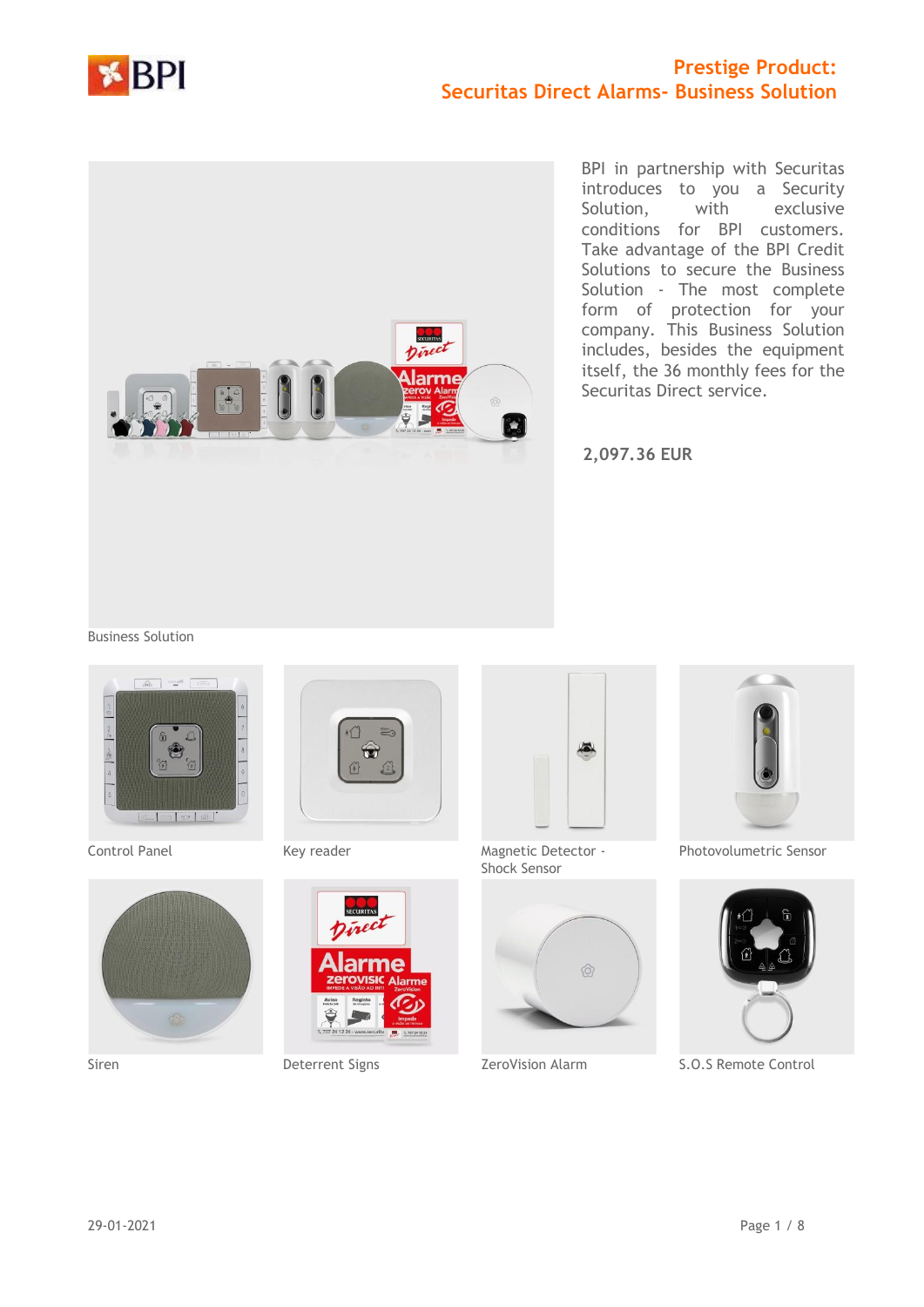# Prestige Product: Securitas Direct Alarms- Business Solution

BPI in partnership with Securitas introduces to you a Security Solution, with exclusive conditions for BPI customers. Take advantage of the BPI Credit Solutions to secure the Business Solution - The most complete form of protection for your company. This Business Solution includes, besides the equipment itself, the 36 monthly fees for the Securitas Direct service.

**2,097.36 EUR**

Business Solution

Control Panel

Key reader

Magnetic Detector - Shock Sensor

Photovolumetric Sensor

Siren

Deterrent Signs

ZeroVision Alarm

S.O.S Remote Control

29-01-2021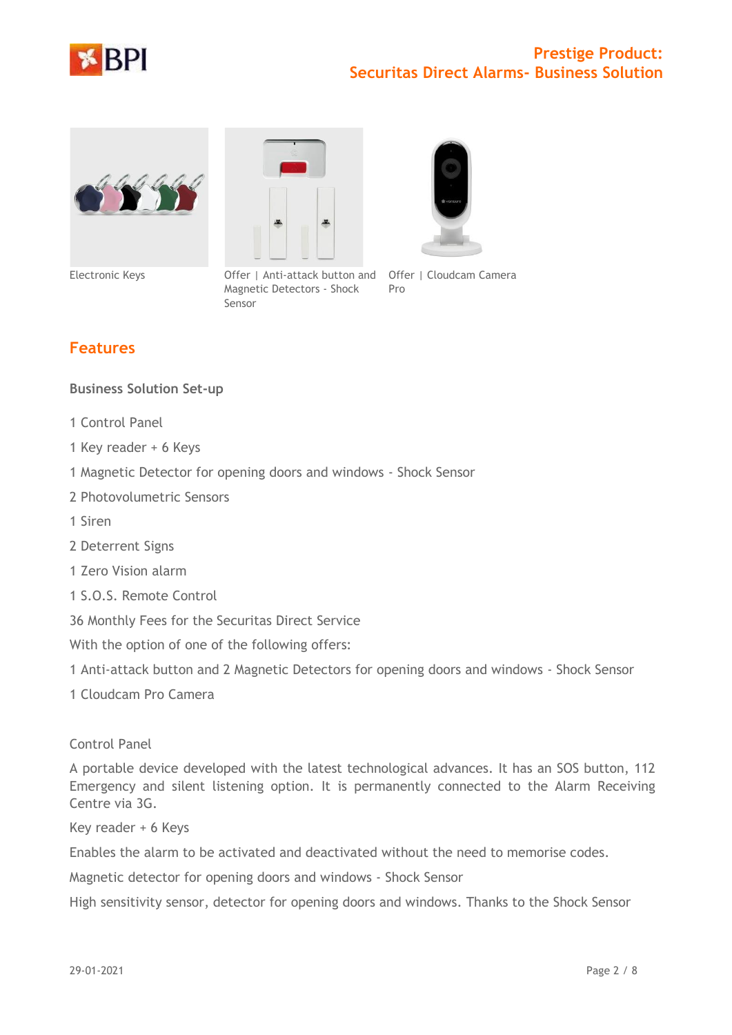Electronic Keys

Offer | Anti-attack button and Magnetic Detectors - Shock Sensor

Offer | Cloudcam Camera Pro

## Features

### Business Solution Set-up

1 Control Panel

1 Key reader + 6 Keys

1 Magnetic Detector for opening doors and windows - Shock Sensor

2 Photovolumetric Sensors

1 Siren

2 Deterrent Signs

1 Zero Vision alarm

1 S.O.S. Remote Control

36 Monthly Fees for the Securitas Direct Service

With the option of one of the following offers:

1 Anti-attack button and 2 Magnetic Detectors for opening doors and windows - Shock Sensor

1 Cloudcam Pro Camera

Control Panel

A portable device developed with the latest technological advances. It has an SOS button, 112 Emergency and silent listening option. It is permanently connected to the Alarm Receiving Centre via 3G.

Key reader + 6 Keys

Enables the alarm to be activated and deactivated without the need to memorise codes.

Magnetic detector for opening doors and windows - Shock Sensor

High sensitivity sensor, detector for opening doors and windows. Thanks to the Shock Sensor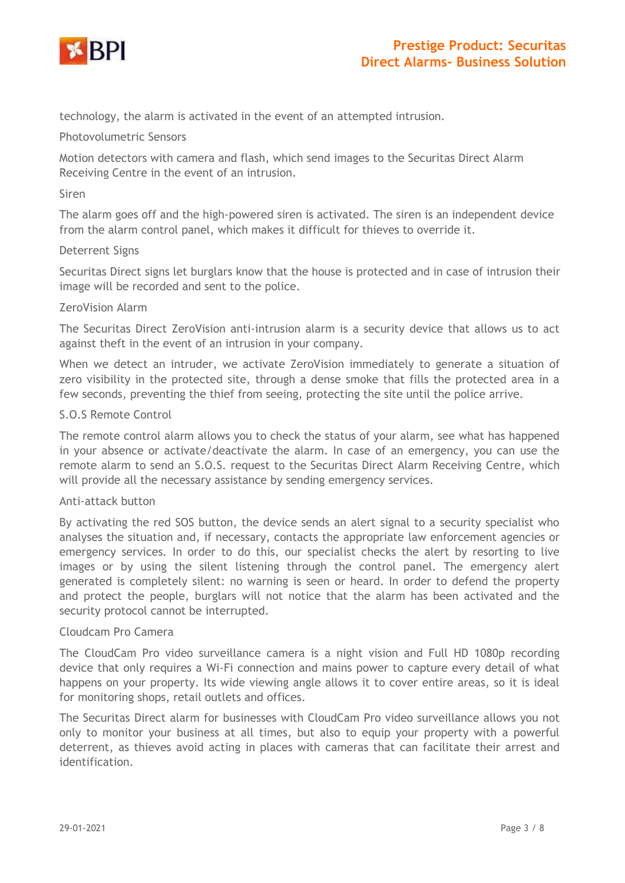technology, the alarm is activated in the event of an attempted intrusion.

### Photovolumetric Sensors

Motion detectors with camera and flash, which send images to the Securitas Direct Alarm Receiving Centre in the event of an intrusion.

### Siren

The alarm goes off and the high-powered siren is activated. The siren is an independent device from the alarm control panel, which makes it difficult for thieves to override it.

### Deterrent Signs

Securitas Direct signs let burglars know that the house is protected and in case of intrusion their image will be recorded and sent to the police.

### ZeroVision Alarm

The Securitas Direct ZeroVision anti-intrusion alarm is a security device that allows us to act against theft in the event of an intrusion in your company.

When we detect an intruder, we activate ZeroVision immediately to generate a situation of zero visibility in the protected site, through a dense smoke that fills the protected area in a few seconds, preventing the thief from seeing, protecting the site until the police arrive.

### S.O.S Remote Control

The remote control alarm allows you to check the status of your alarm, see what has happened in your absence or activate/deactivate the alarm. In case of an emergency, you can use the remote alarm to send an S.O.S. request to the Securitas Direct Alarm Receiving Centre, which will provide all the necessary assistance by sending emergency services.

### Anti-attack button

By activating the red SOS button, the device sends an alert signal to a security specialist who analyses the situation and, if necessary, contacts the appropriate law enforcement agencies or emergency services. In order to do this, our specialist checks the alert by resorting to live images or by using the silent listening through the control panel. The emergency alert generated is completely silent: no warning is seen or heard. In order to defend the property and protect the people, burglars will not notice that the alarm has been activated and the security protocol cannot be interrupted.

### Cloudcam Pro Camera

The CloudCam Pro video surveillance camera is a night vision and Full HD 1080p recording device that only requires a Wi-Fi connection and mains power to capture every detail of what happens on your property. Its wide viewing angle allows it to cover entire areas, so it is ideal for monitoring shops, retail outlets and offices.

The Securitas Direct alarm for businesses with CloudCam Pro video surveillance allows you not only to monitor your business at all times, but also to equip your property with a powerful deterrent, as thieves avoid acting in places with cameras that can facilitate their arrest and identification.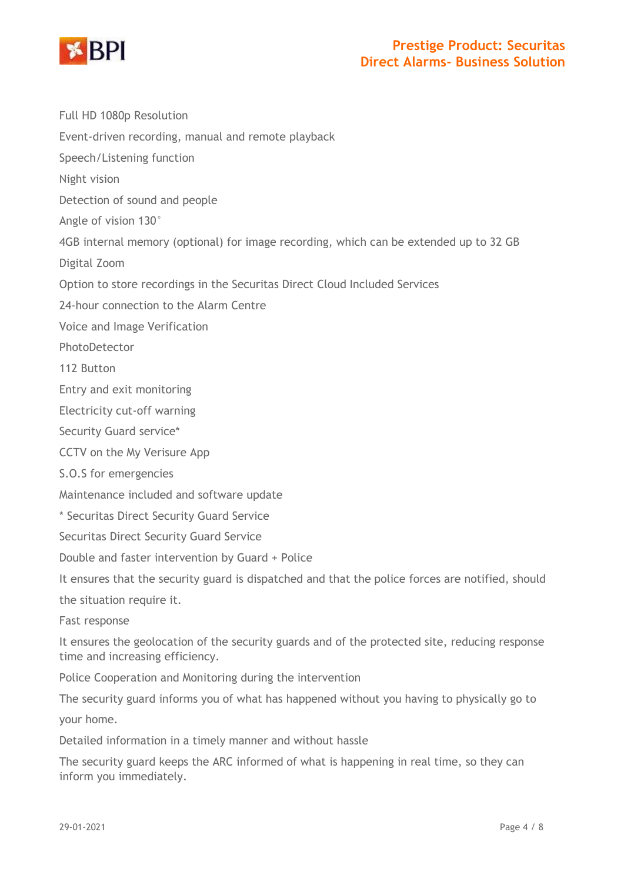Full HD 1080p Resolution

Event-driven recording, manual and remote playback

Speech/Listening function

Night vision

Detection of sound and people

Angle of vision 130°

4GB internal memory (optional) for image recording, which can be extended up to 32 GB

Digital Zoom

Option to store recordings in the Securitas Direct Cloud Included Services

24-hour connection to the Alarm Centre

Voice and Image Verification

PhotoDetector

112 Button

Entry and exit monitoring

Electricity cut-off warning

Security Guard service*

CCTV on the My Verisure App

S.O.S for emergencies

Maintenance included and software update

* Securitas Direct Security Guard Service

Securitas Direct Security Guard Service

Double and faster intervention by Guard + Police

It ensures that the security guard is dispatched and that the police forces are notified, should the situation require it.

Fast response

It ensures the geolocation of the security guards and of the protected site, reducing response time and increasing efficiency.

Police Cooperation and Monitoring during the intervention

The security guard informs you of what has happened without you having to physically go to your home.

Detailed information in a timely manner and without hassle

The security guard keeps the ARC informed of what is happening in real time, so they can inform you immediately.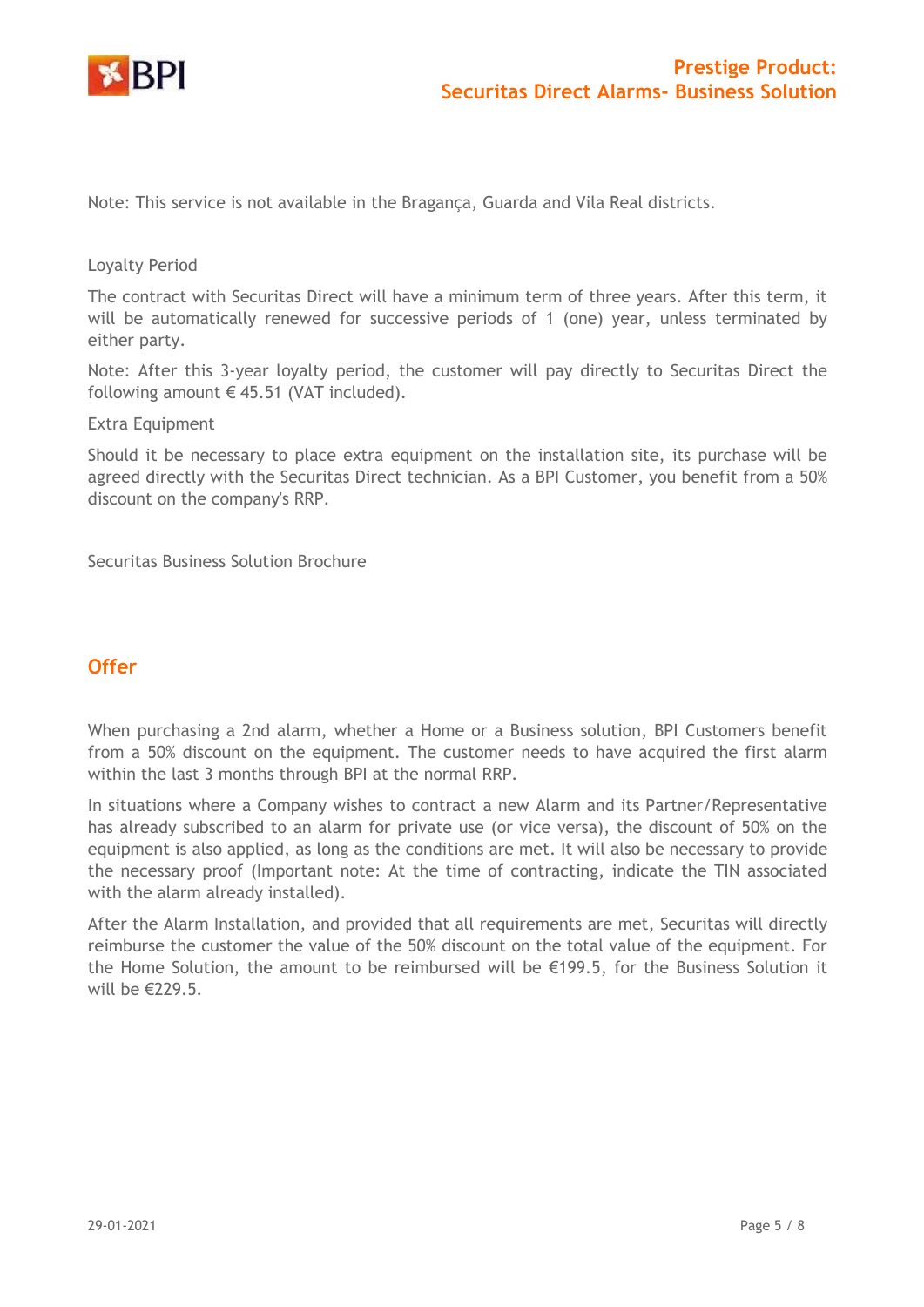Note: This service is not available in the Bragança, Guarda and Vila Real districts.

Loyalty Period

The contract with Securitas Direct will have a minimum term of three years. After this term, it will be automatically renewed for successive periods of 1 (one) year, unless terminated by either party.

Note: After this 3-year loyalty period, the customer will pay directly to Securitas Direct the following amount € 45.51 (VAT included).

Extra Equipment

Should it be necessary to place extra equipment on the installation site, its purchase will be agreed directly with the Securitas Direct technician. As a BPI Customer, you benefit from a 50% discount on the company's RRP.

Securitas Business Solution Brochure

## Offer

When purchasing a 2nd alarm, whether a Home or a Business solution, BPI Customers benefit from a 50% discount on the equipment. The customer needs to have acquired the first alarm within the last 3 months through BPI at the normal RRP.

In situations where a Company wishes to contract a new Alarm and its Partner/Representative has already subscribed to an alarm for private use (or vice versa), the discount of 50% on the equipment is also applied, as long as the conditions are met. It will also be necessary to provide the necessary proof (Important note: At the time of contracting, indicate the TIN associated with the alarm already installed).

After the Alarm Installation, and provided that all requirements are met, Securitas will directly reimburse the customer the value of the 50% discount on the total value of the equipment. For the Home Solution, the amount to be reimbursed will be €199.5, for the Business Solution it will be €229.5.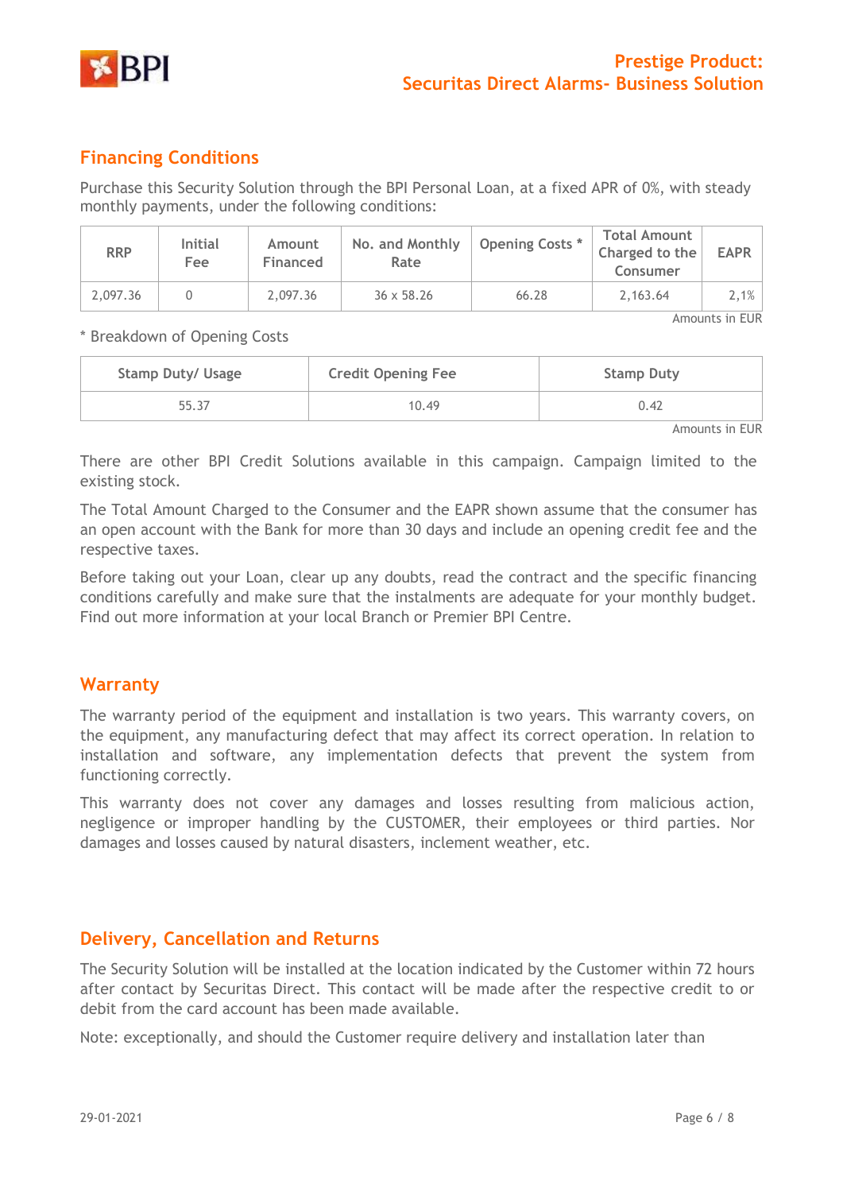## Prestige Product: Securitas Direct Alarms- Business Solution

## Financing Conditions

Purchase this Security Solution through the BPI Personal Loan, at a fixed APR of 0%, with steady monthly payments, under the following conditions:

| RRP | Initial Fee | Amount Financed | No. and Monthly Rate | Opening Costs * | Total Amount Charged to the Consumer | EAPR |
|---|---|---|---|---|---|---|
| 2,097.36 | 0 | 2,097.36 | 36 x 58.26 | 66.28 | 2,163.64 | 2,1% |

Amounts in EUR

\* Breakdown of Opening Costs

| Stamp Duty/ Usage | Credit Opening Fee | Stamp Duty |
|---|---|---|
| 55.37 | 10.49 | 0.42 |

Amounts in EUR

There are other BPI Credit Solutions available in this campaign. Campaign limited to the existing stock.

The Total Amount Charged to the Consumer and the EAPR shown assume that the consumer has an open account with the Bank for more than 30 days and include an opening credit fee and the respective taxes.

Before taking out your Loan, clear up any doubts, read the contract and the specific financing conditions carefully and make sure that the instalments are adequate for your monthly budget. Find out more information at your local Branch or Premier BPI Centre.

## Warranty

The warranty period of the equipment and installation is two years. This warranty covers, on the equipment, any manufacturing defect that may affect its correct operation. In relation to installation and software, any implementation defects that prevent the system from functioning correctly.

This warranty does not cover any damages and losses resulting from malicious action, negligence or improper handling by the CUSTOMER, their employees or third parties. Nor damages and losses caused by natural disasters, inclement weather, etc.

## Delivery, Cancellation and Returns

The Security Solution will be installed at the location indicated by the Customer within 72 hours after contact by Securitas Direct. This contact will be made after the respective credit to or debit from the card account has been made available.

Note: exceptionally, and should the Customer require delivery and installation later than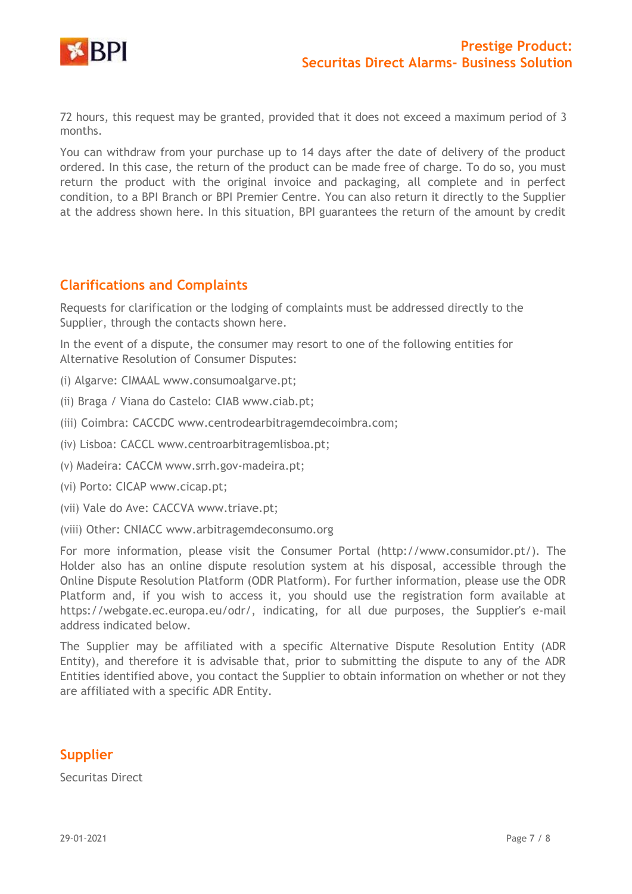72 hours, this request may be granted, provided that it does not exceed a maximum period of 3 months.

You can withdraw from your purchase up to 14 days after the date of delivery of the product ordered. In this case, the return of the product can be made free of charge. To do so, you must return the product with the original invoice and packaging, all complete and in perfect condition, to a BPI Branch or BPI Premier Centre. You can also return it directly to the Supplier at the address shown here. In this situation, BPI guarantees the return of the amount by credit

## Clarifications and Complaints

Requests for clarification or the lodging of complaints must be addressed directly to the Supplier, through the contacts shown here.

In the event of a dispute, the consumer may resort to one of the following entities for Alternative Resolution of Consumer Disputes:

(i) Algarve: CIMAAL www.consumoalgarve.pt;

(ii) Braga / Viana do Castelo: CIAB www.ciab.pt;

(iii) Coimbra: CACCDC www.centrodearbitragemdecoimbra.com;

(iv) Lisboa: CACCL www.centroarbitragemlisboa.pt;

(v) Madeira: CACCM www.srrh.gov-madeira.pt;

(vi) Porto: CICAP www.cicap.pt;

(vii) Vale do Ave: CACCVA www.triave.pt;

(viii) Other: CNIACC www.arbitragemdeconsumo.org

For more information, please visit the Consumer Portal (http://www.consumidor.pt/). The Holder also has an online dispute resolution system at his disposal, accessible through the Online Dispute Resolution Platform (ODR Platform). For further information, please use the ODR Platform and, if you wish to access it, you should use the registration form available at https://webgate.ec.europa.eu/odr/, indicating, for all due purposes, the Supplier's e-mail address indicated below.

The Supplier may be affiliated with a specific Alternative Dispute Resolution Entity (ADR Entity), and therefore it is advisable that, prior to submitting the dispute to any of the ADR Entities identified above, you contact the Supplier to obtain information on whether or not they are affiliated with a specific ADR Entity.

## Supplier

Securitas Direct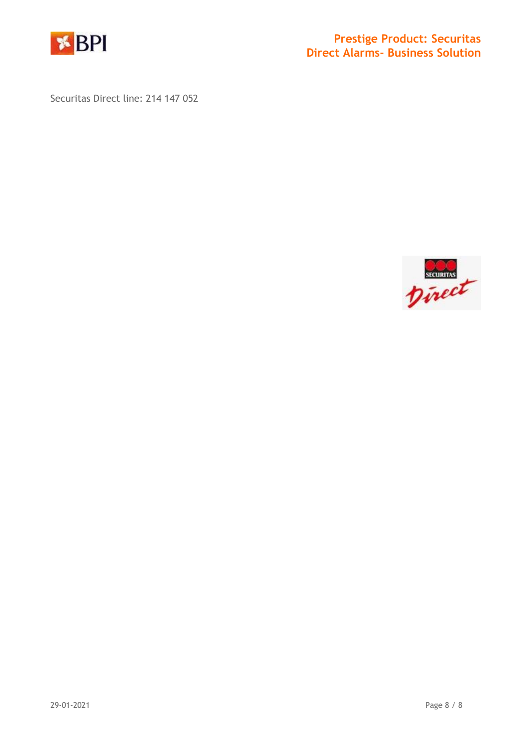Securitas Direct line: 214 147 052